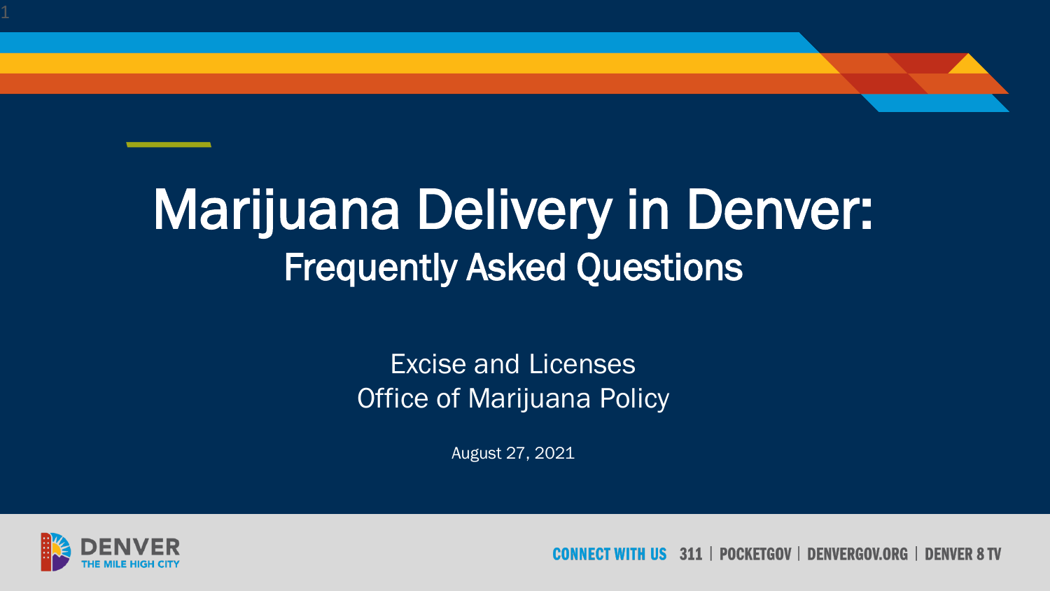# Marijuana Delivery in Denver:

## Frequently Asked Questions

Excise and Licenses
Office of Marijuana Policy

August 27, 2021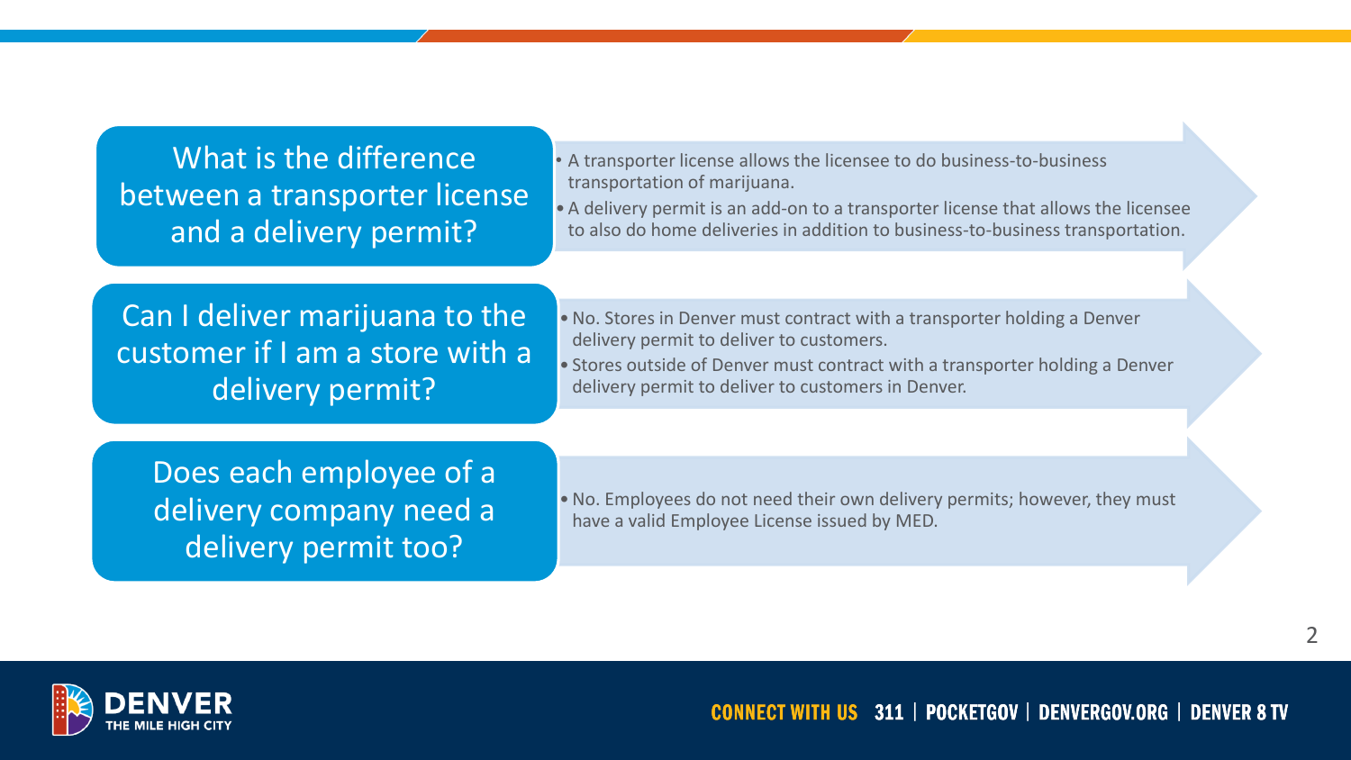## What is the difference between a transporter license and a delivery permit?

- A transporter license allows the licensee to do business-to-business transportation of marijuana.
- A delivery permit is an add-on to a transporter license that allows the licensee to also do home deliveries in addition to business-to-business transportation.

## Can I deliver marijuana to the customer if I am a store with a delivery permit?

- No. Stores in Denver must contract with a transporter holding a Denver delivery permit to deliver to customers.
- Stores outside of Denver must contract with a transporter holding a Denver delivery permit to deliver to customers in Denver.

## Does each employee of a delivery company need a delivery permit too?

- No. Employees do not need their own delivery permits; however, they must have a valid Employee License issued by MED.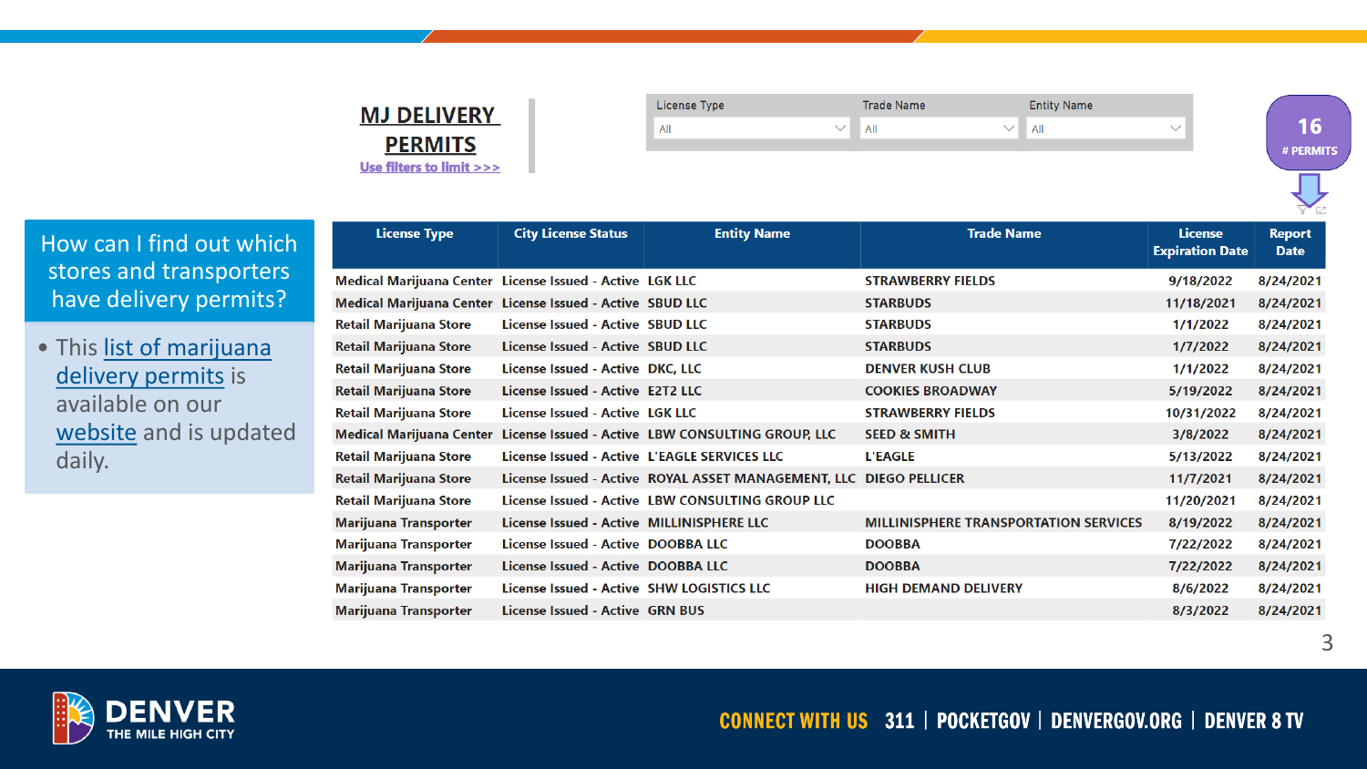## MJ DELIVERY PERMITS

Use filters to limit >>>

| License Type | Trade Name | Entity Name |
|---|---|---|
| All | All | All |

16
# PERMITS

### How can I find out which stores and transporters have delivery permits?

- This list of marijuana delivery permits is available on our website and is updated daily.

| License Type | City License Status | Entity Name | Trade Name | License Expiration Date | Report Date |
|---|---|---|---|---|---|
| Medical Marijuana Center | License Issued - Active | LGK LLC | STRAWBERRY FIELDS | 9/18/2022 | 8/24/2021 |
| Medical Marijuana Center | License Issued - Active | SBUD LLC | STARBUDS | 11/18/2021 | 8/24/2021 |
| Retail Marijuana Store | License Issued - Active | SBUD LLC | STARBUDS | 1/1/2022 | 8/24/2021 |
| Retail Marijuana Store | License Issued - Active | SBUD LLC | STARBUDS | 1/7/2022 | 8/24/2021 |
| Retail Marijuana Store | License Issued - Active | DKC, LLC | DENVER KUSH CLUB | 1/1/2022 | 8/24/2021 |
| Retail Marijuana Store | License Issued - Active | E2T2 LLC | COOKIES BROADWAY | 5/19/2022 | 8/24/2021 |
| Retail Marijuana Store | License Issued - Active | LGK LLC | STRAWBERRY FIELDS | 10/31/2022 | 8/24/2021 |
| Medical Marijuana Center | License Issued - Active | LBW CONSULTING GROUP, LLC | SEED & SMITH | 3/8/2022 | 8/24/2021 |
| Retail Marijuana Store | License Issued - Active | L'EAGLE SERVICES LLC | L'EAGLE | 5/13/2022 | 8/24/2021 |
| Retail Marijuana Store | License Issued - Active | ROYAL ASSET MANAGEMENT, LLC | DIEGO PELLICER | 11/7/2021 | 8/24/2021 |
| Retail Marijuana Store | License Issued - Active | LBW CONSULTING GROUP LLC | | 11/20/2021 | 8/24/2021 |
| Marijuana Transporter | License Issued - Active | MILLINISPHERE LLC | MILLINISPHERE TRANSPORTATION SERVICES | 8/19/2022 | 8/24/2021 |
| Marijuana Transporter | License Issued - Active | DOOBBA LLC | DOOBBA | 7/22/2022 | 8/24/2021 |
| Marijuana Transporter | License Issued - Active | DOOBBA LLC | DOOBBA | 7/22/2022 | 8/24/2021 |
| Marijuana Transporter | License Issued - Active | SHW LOGISTICS LLC | HIGH DEMAND DELIVERY | 8/6/2022 | 8/24/2021 |
| Marijuana Transporter | License Issued - Active | GRN BUS | | 8/3/2022 | 8/24/2021 |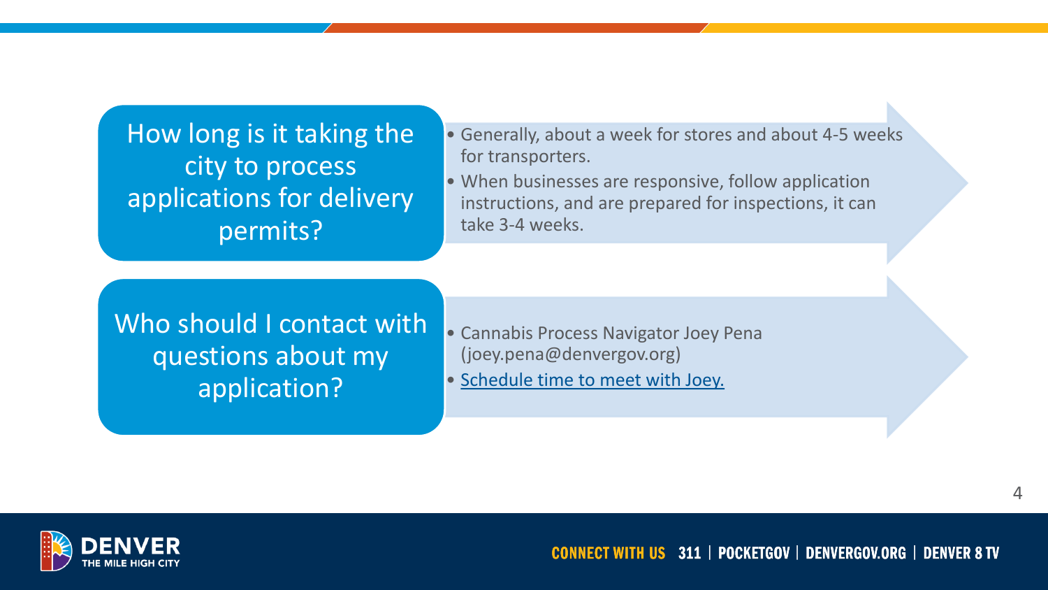## How long is it taking the city to process applications for delivery permits?

- Generally, about a week for stores and about 4-5 weeks for transporters.
- When businesses are responsive, follow application instructions, and are prepared for inspections, it can take 3-4 weeks.

## Who should I contact with questions about my application?

- Cannabis Process Navigator Joey Pena (joey.pena@denvergov.org)
- Schedule time to meet with Joey.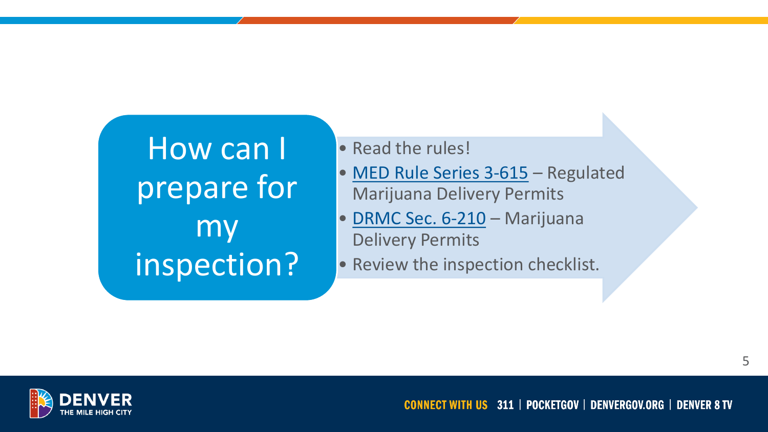## How can I prepare for my inspection?

- Read the rules!
- MED Rule Series 3-615 – Regulated Marijuana Delivery Permits
- DRMC Sec. 6-210 – Marijuana Delivery Permits
- Review the inspection checklist.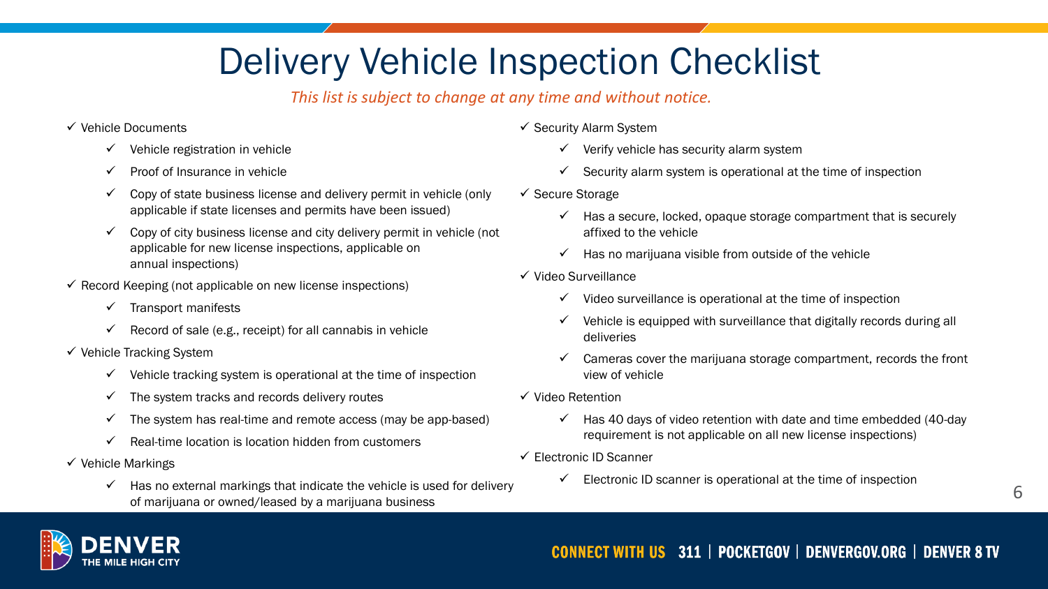# Delivery Vehicle Inspection Checklist

*This list is subject to change at any time and without notice.*

- ✓ Vehicle Documents
  - ✓ Vehicle registration in vehicle
  - ✓ Proof of Insurance in vehicle
  - ✓ Copy of state business license and delivery permit in vehicle (only applicable if state licenses and permits have been issued)
  - ✓ Copy of city business license and city delivery permit in vehicle (not applicable for new license inspections, applicable on annual inspections)
- ✓ Record Keeping (not applicable on new license inspections)
  - ✓ Transport manifests
  - ✓ Record of sale (e.g., receipt) for all cannabis in vehicle
- ✓ Vehicle Tracking System
  - ✓ Vehicle tracking system is operational at the time of inspection
  - ✓ The system tracks and records delivery routes
  - ✓ The system has real-time and remote access (may be app-based)
  - ✓ Real-time location is location hidden from customers
- ✓ Vehicle Markings
  - ✓ Has no external markings that indicate the vehicle is used for delivery of marijuana or owned/leased by a marijuana business
- ✓ Security Alarm System
  - ✓ Verify vehicle has security alarm system
  - ✓ Security alarm system is operational at the time of inspection
- ✓ Secure Storage
  - ✓ Has a secure, locked, opaque storage compartment that is securely affixed to the vehicle
  - ✓ Has no marijuana visible from outside of the vehicle
- ✓ Video Surveillance
  - ✓ Video surveillance is operational at the time of inspection
  - ✓ Vehicle is equipped with surveillance that digitally records during all deliveries
  - ✓ Cameras cover the marijuana storage compartment, records the front view of vehicle
- ✓ Video Retention
  - ✓ Has 40 days of video retention with date and time embedded (40-day requirement is not applicable on all new license inspections)
- ✓ Electronic ID Scanner
  - ✓ Electronic ID scanner is operational at the time of inspection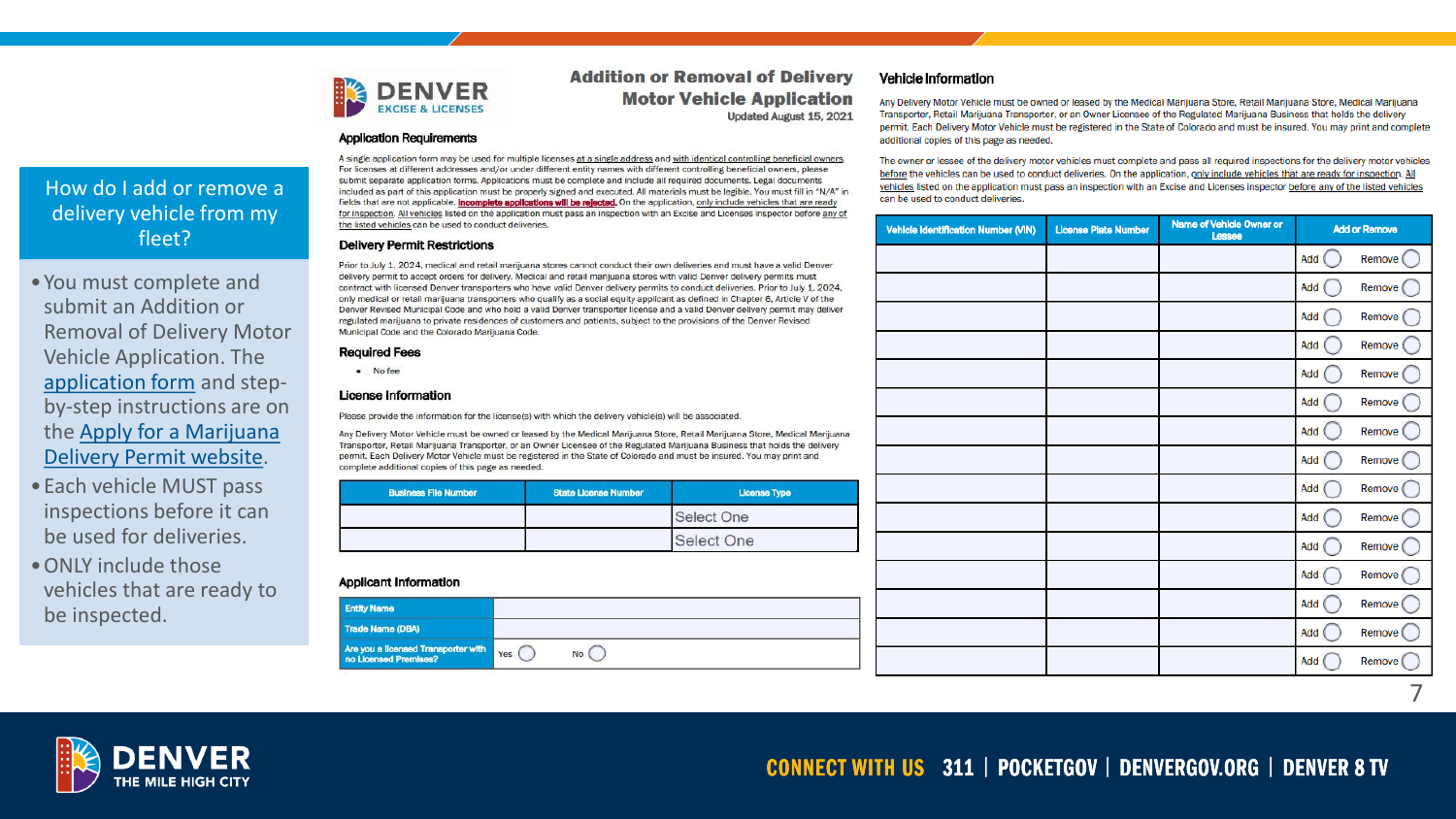## How do I add or remove a delivery vehicle from my fleet?

- You must complete and submit an Addition or Removal of Delivery Motor Vehicle Application. The application form and step-by-step instructions are on the Apply for a Marijuana Delivery Permit website.
- Each vehicle MUST pass inspections before it can be used for deliveries.
- ONLY include those vehicles that are ready to be inspected.

DENVER EXCISE & LICENSES

# Addition or Removal of Delivery Motor Vehicle Application

Updated August 15, 2021

### Application Requirements

A single application form may be used for multiple licenses at a single address and with identical controlling beneficial owners. For licenses at different addresses and/or under different entity names with different controlling beneficial owners, please submit separate application forms. Applications must be complete and include all required documents. Legal documents included as part of this application must be properly signed and executed. All materials must be legible. You must fill in "N/A" in fields that are not applicable. **Incomplete applications will be rejected.** On the application, only include vehicles that are ready for inspection. All vehicles listed on the application must pass an inspection with an Excise and Licenses inspector before any of the listed vehicles can be used to conduct deliveries.

### Delivery Permit Restrictions

Prior to July 1, 2024, medical and retail marijuana stores cannot conduct their own deliveries and must have a valid Denver delivery permit to accept orders for delivery. Medical and retail marijuana stores with valid Denver delivery permits must contract with licensed Denver transporters who have valid Denver delivery permits to conduct deliveries. Prior to July 1, 2024, only medical or retail marijuana transporters who qualify as a social equity applicant as defined in Chapter 6, Article V of the Denver Revised Municipal Code and who hold a valid Denver transporter license and a valid Denver delivery permit may deliver regulated marijuana to private residences of customers and patients, subject to the provisions of the Denver Revised Municipal Code and the Colorado Marijuana Code.

### Required Fees

- No fee

### License Information

Please provide the information for the license(s) with which the delivery vehicle(s) will be associated.

Any Delivery Motor Vehicle must be owned or leased by the Medical Marijuana Store, Retail Marijuana Store, Medical Marijuana Transporter, Retail Marijuana Transporter, or an Owner Licensee of the Regulated Marijuana Business that holds the delivery permit. Each Delivery Motor Vehicle must be registered in the State of Colorado and must be insured. You may print and complete additional copies of this page as needed.

| Business File Number | State License Number | License Type |
|---|---|---|
| | | Select One |
| | | Select One |

### Applicant Information

| | |
|---|---|
| Entity Name | |
| Trade Name (DBA) | |
| Are you a licensed Transporter with no Licensed Premises? | Yes ◯ No ◯ |

### Vehicle Information

Any Delivery Motor Vehicle must be owned or leased by the Medical Marijuana Store, Retail Marijuana Store, Medical Marijuana Transporter, Retail Marijuana Transporter, or an Owner Licensee of the Regulated Marijuana Business that holds the delivery permit. Each Delivery Motor Vehicle must be registered in the State of Colorado and must be insured. You may print and complete additional copies of this page as needed.

The owner or lessee of the delivery motor vehicles must complete and pass all required inspections for the delivery motor vehicles before the vehicles can be used to conduct deliveries. On the application, only include vehicles that are ready for inspection. All vehicles listed on the application must pass an inspection with an Excise and Licenses inspector before any of the listed vehicles can be used to conduct deliveries.

| Vehicle Identification Number (VIN) | License Plate Number | Name of Vehicle Owner or Lessee | Add or Remove |
|---|---|---|---|
| | | | Add ◯ Remove ◯ |
| | | | Add ◯ Remove ◯ |
| | | | Add ◯ Remove ◯ |
| | | | Add ◯ Remove ◯ |
| | | | Add ◯ Remove ◯ |
| | | | Add ◯ Remove ◯ |
| | | | Add ◯ Remove ◯ |
| | | | Add ◯ Remove ◯ |
| | | | Add ◯ Remove ◯ |
| | | | Add ◯ Remove ◯ |
| | | | Add ◯ Remove ◯ |
| | | | Add ◯ Remove ◯ |
| | | | Add ◯ Remove ◯ |
| | | | Add ◯ Remove ◯ |
| | | | Add ◯ Remove ◯ |

DENVER THE MILE HIGH CITY

CONNECT WITH US 311 | POCKETGOV | DENVERGOV.ORG | DENVER 8 TV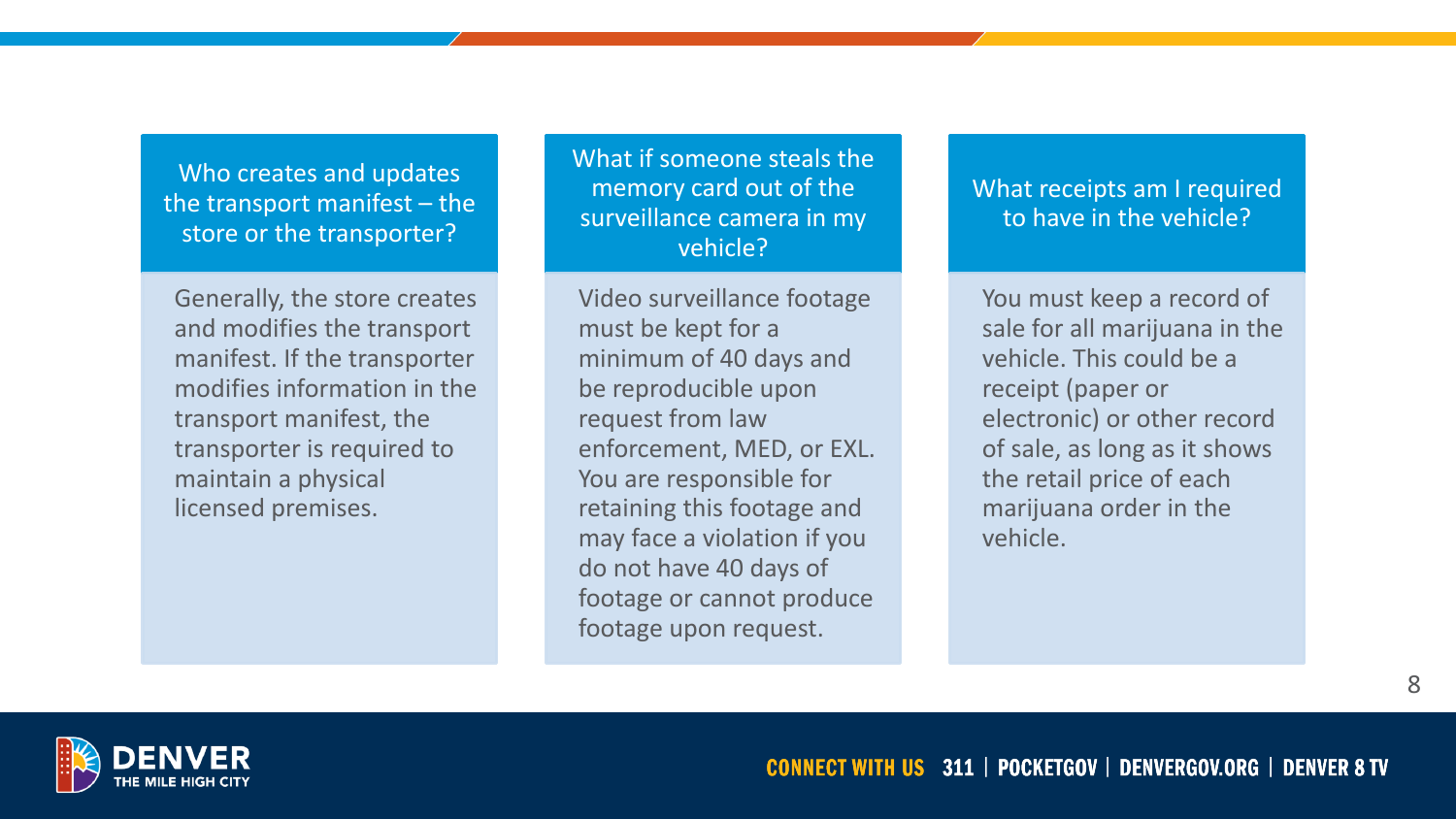## Who creates and updates the transport manifest – the store or the transporter?

Generally, the store creates and modifies the transport manifest. If the transporter modifies information in the transport manifest, the transporter is required to maintain a physical licensed premises.

## What if someone steals the memory card out of the surveillance camera in my vehicle?

Video surveillance footage must be kept for a minimum of 40 days and be reproducible upon request from law enforcement, MED, or EXL. You are responsible for retaining this footage and may face a violation if you do not have 40 days of footage or cannot produce footage upon request.

## What receipts am I required to have in the vehicle?

You must keep a record of sale for all marijuana in the vehicle. This could be a receipt (paper or electronic) or other record of sale, as long as it shows the retail price of each marijuana order in the vehicle.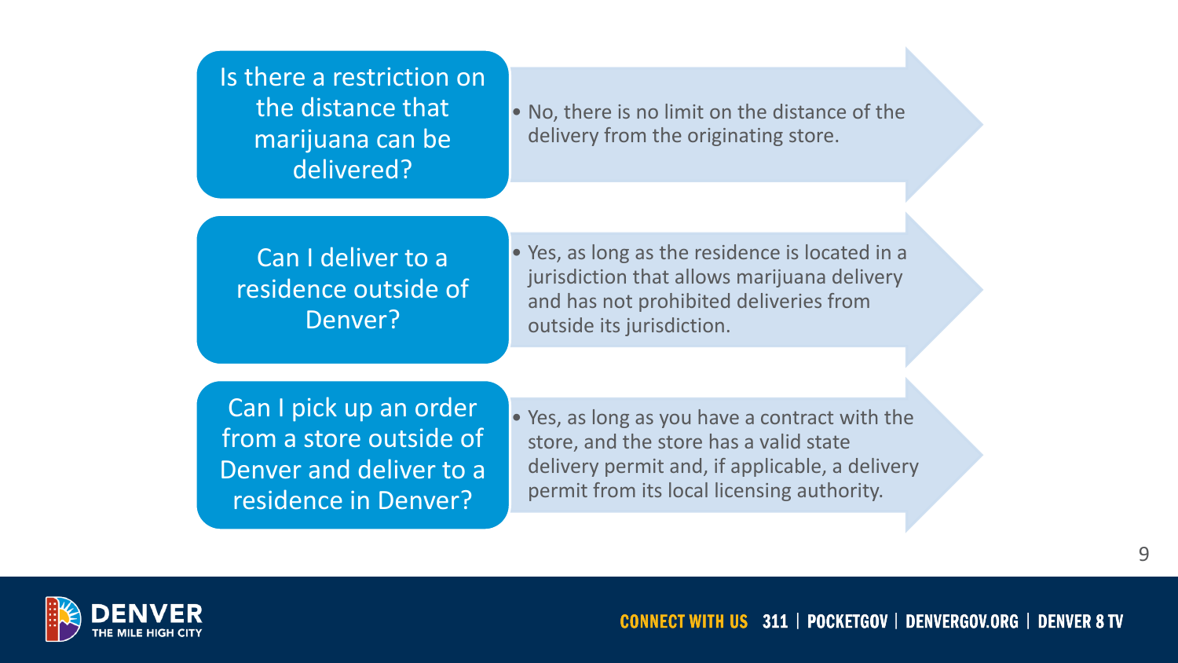**Is there a restriction on the distance that marijuana can be delivered?**

- No, there is no limit on the distance of the delivery from the originating store.

**Can I deliver to a residence outside of Denver?**

- Yes, as long as the residence is located in a jurisdiction that allows marijuana delivery and has not prohibited deliveries from outside its jurisdiction.

**Can I pick up an order from a store outside of Denver and deliver to a residence in Denver?**

- Yes, as long as you have a contract with the store, and the store has a valid state delivery permit and, if applicable, a delivery permit from its local licensing authority.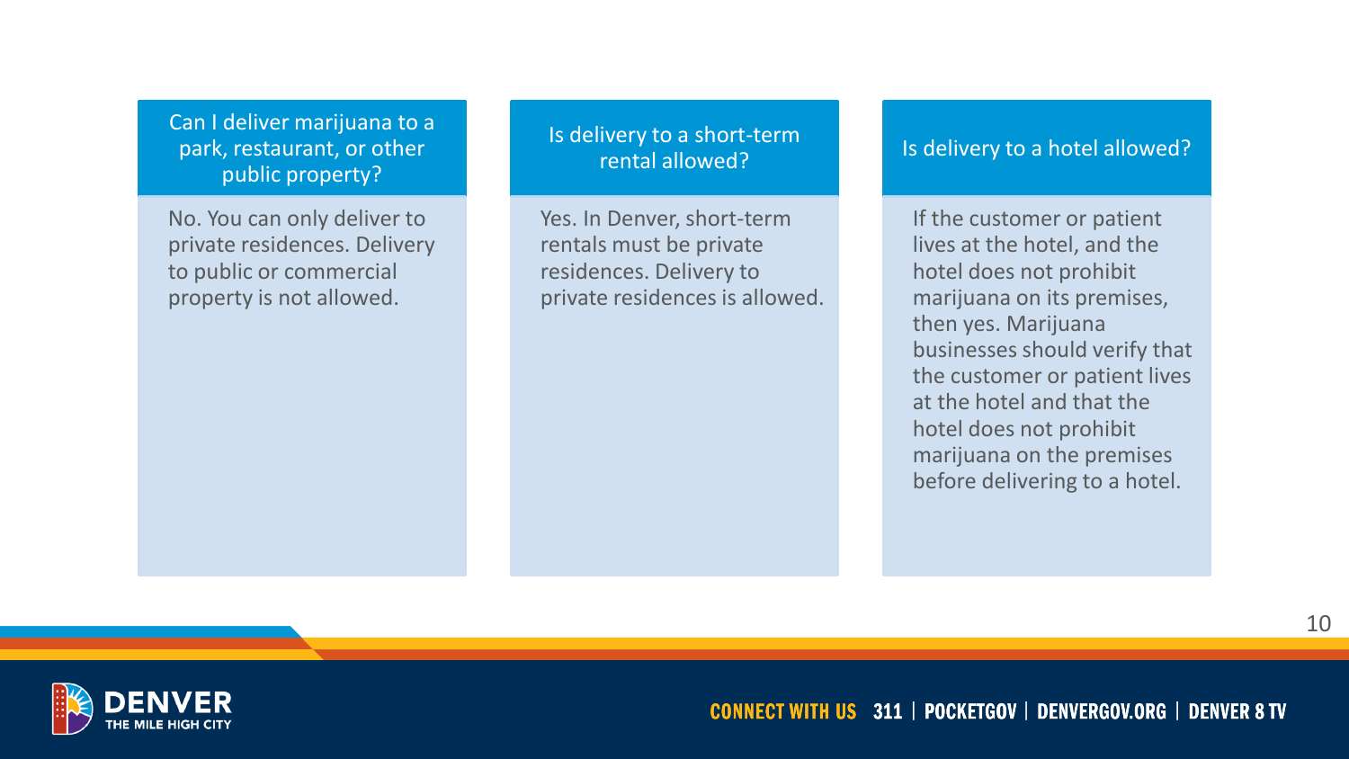### Can I deliver marijuana to a park, restaurant, or other public property?

No. You can only deliver to private residences. Delivery to public or commercial property is not allowed.

### Is delivery to a short-term rental allowed?

Yes. In Denver, short-term rentals must be private residences. Delivery to private residences is allowed.

### Is delivery to a hotel allowed?

If the customer or patient lives at the hotel, and the hotel does not prohibit marijuana on its premises, then yes. Marijuana businesses should verify that the customer or patient lives at the hotel and that the hotel does not prohibit marijuana on the premises before delivering to a hotel.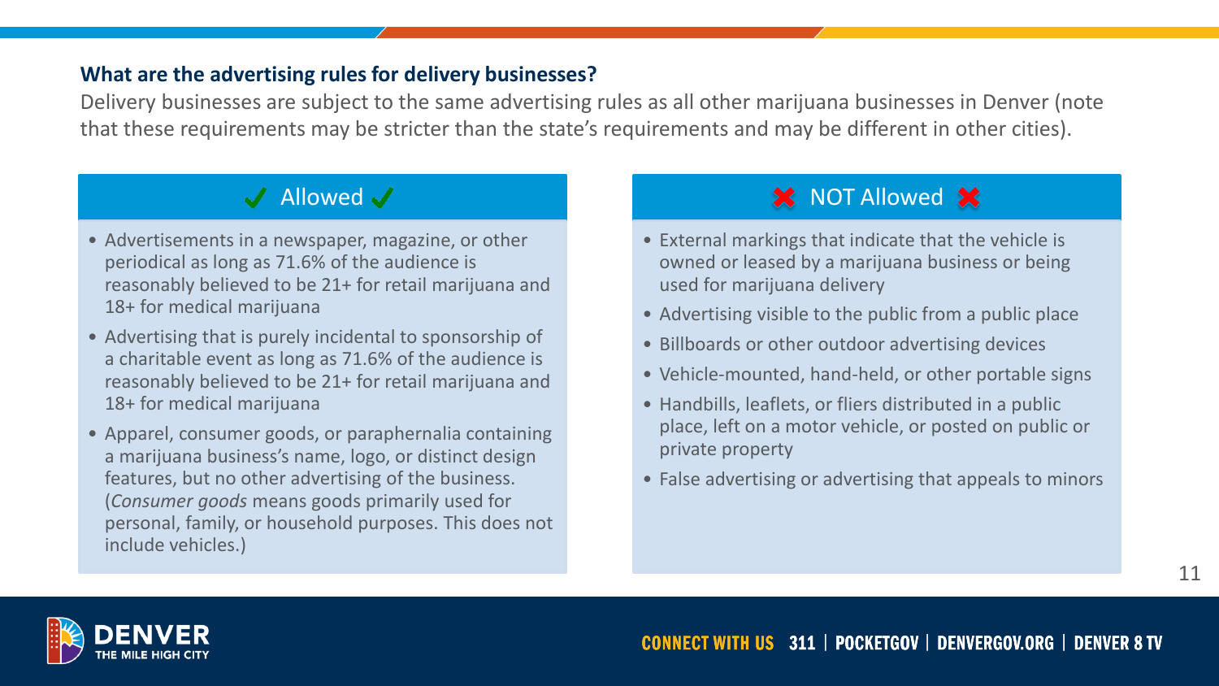### What are the advertising rules for delivery businesses?

Delivery businesses are subject to the same advertising rules as all other marijuana businesses in Denver (note that these requirements may be stricter than the state's requirements and may be different in other cities).

#### ✓ Allowed ✓

- Advertisements in a newspaper, magazine, or other periodical as long as 71.6% of the audience is reasonably believed to be 21+ for retail marijuana and 18+ for medical marijuana
- Advertising that is purely incidental to sponsorship of a charitable event as long as 71.6% of the audience is reasonably believed to be 21+ for retail marijuana and 18+ for medical marijuana
- Apparel, consumer goods, or paraphernalia containing a marijuana business's name, logo, or distinct design features, but no other advertising of the business. (*Consumer goods* means goods primarily used for personal, family, or household purposes. This does not include vehicles.)

#### ✖ NOT Allowed ✖

- External markings that indicate that the vehicle is owned or leased by a marijuana business or being used for marijuana delivery
- Advertising visible to the public from a public place
- Billboards or other outdoor advertising devices
- Vehicle-mounted, hand-held, or other portable signs
- Handbills, leaflets, or fliers distributed in a public place, left on a motor vehicle, or posted on public or private property
- False advertising or advertising that appeals to minors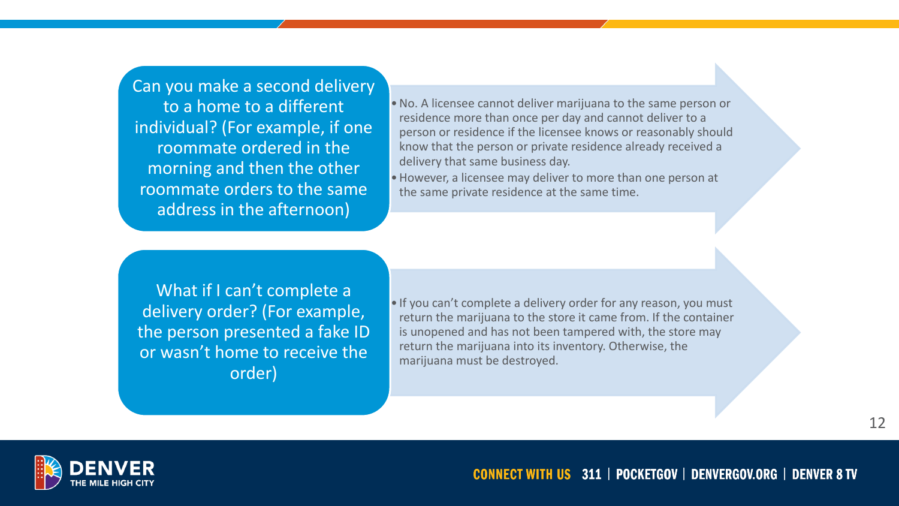**Can you make a second delivery to a home to a different individual? (For example, if one roommate ordered in the morning and then the other roommate orders to the same address in the afternoon)**

- No. A licensee cannot deliver marijuana to the same person or residence more than once per day and cannot deliver to a person or residence if the licensee knows or reasonably should know that the person or private residence already received a delivery that same business day.
- However, a licensee may deliver to more than one person at the same private residence at the same time.

**What if I can't complete a delivery order? (For example, the person presented a fake ID or wasn't home to receive the order)**

- If you can't complete a delivery order for any reason, you must return the marijuana to the store it came from. If the container is unopened and has not been tampered with, the store may return the marijuana into its inventory. Otherwise, the marijuana must be destroyed.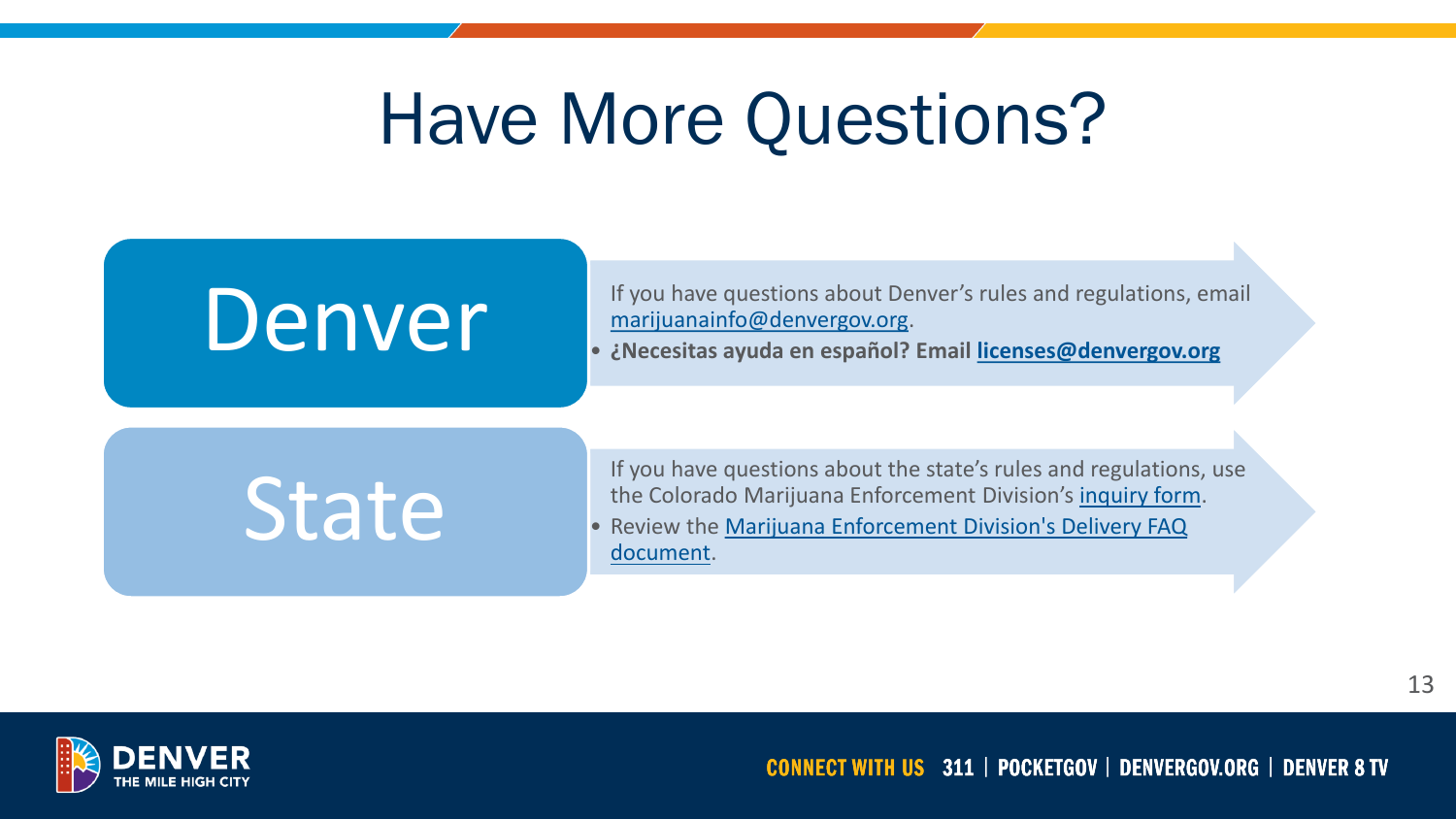# Have More Questions?

## Denver

If you have questions about Denver's rules and regulations, email marijuanainfo@denvergov.org.

- **¿Necesitas ayuda en español? Email licenses@denvergov.org**

## State

If you have questions about the state's rules and regulations, use the Colorado Marijuana Enforcement Division's inquiry form.

- Review the Marijuana Enforcement Division's Delivery FAQ document.

DENVER THE MILE HIGH CITY

CONNECT WITH US 311 | POCKETGOV | DENVERGOV.ORG | DENVER 8 TV